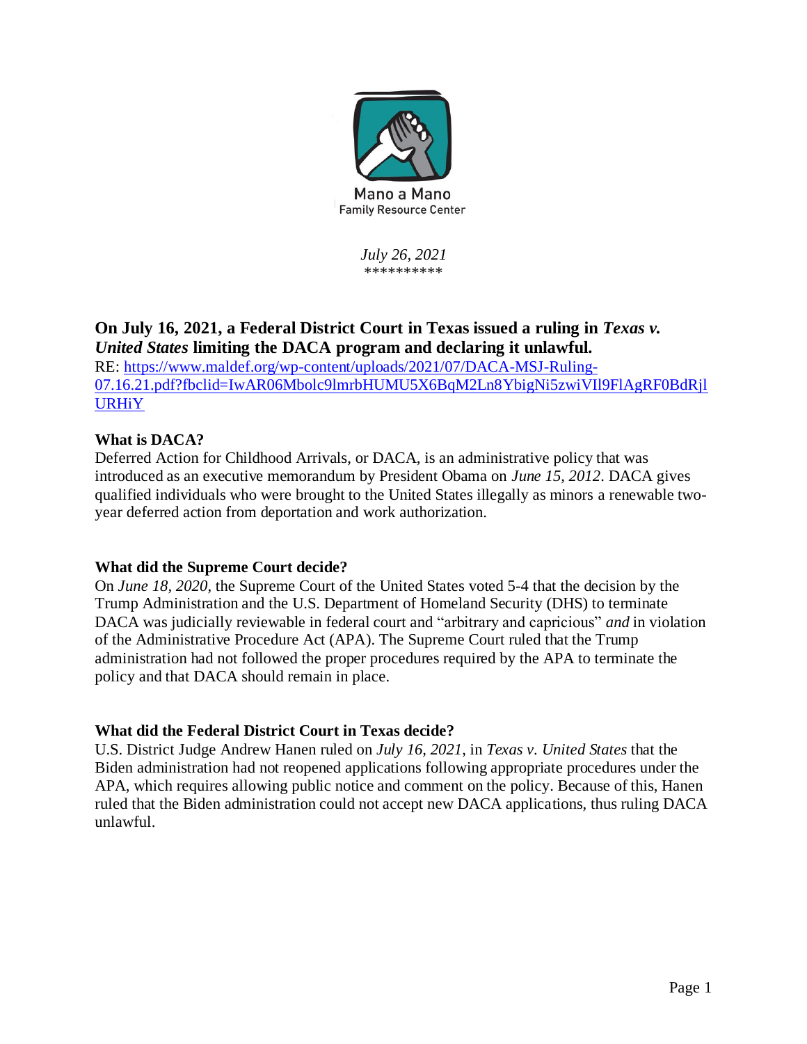Mano a Mano
Family Resource Center

*July 26, 2021*
**********

## On July 16, 2021, a Federal District Court in Texas issued a ruling in *Texas v. United States* limiting the DACA program and declaring it unlawful.

RE: https://www.maldef.org/wp-content/uploads/2021/07/DACA-MSJ-Ruling-07.16.21.pdf?fbclid=IwAR06Mbolc9lmrbHUMU5X6BqM2Ln8YbigNi5zwiVIl9FlAgRF0BdRjlURHiY

### What is DACA?

Deferred Action for Childhood Arrivals, or DACA, is an administrative policy that was introduced as an executive memorandum by President Obama on *June 15, 2012*. DACA gives qualified individuals who were brought to the United States illegally as minors a renewable two-year deferred action from deportation and work authorization.

### What did the Supreme Court decide?

On *June 18, 2020*, the Supreme Court of the United States voted 5-4 that the decision by the Trump Administration and the U.S. Department of Homeland Security (DHS) to terminate DACA was judicially reviewable in federal court and "arbitrary and capricious" *and* in violation of the Administrative Procedure Act (APA). The Supreme Court ruled that the Trump administration had not followed the proper procedures required by the APA to terminate the policy and that DACA should remain in place.

### What did the Federal District Court in Texas decide?

U.S. District Judge Andrew Hanen ruled on *July 16, 2021*, in *Texas v. United States* that the Biden administration had not reopened applications following appropriate procedures under the APA, which requires allowing public notice and comment on the policy. Because of this, Hanen ruled that the Biden administration could not accept new DACA applications, thus ruling DACA unlawful.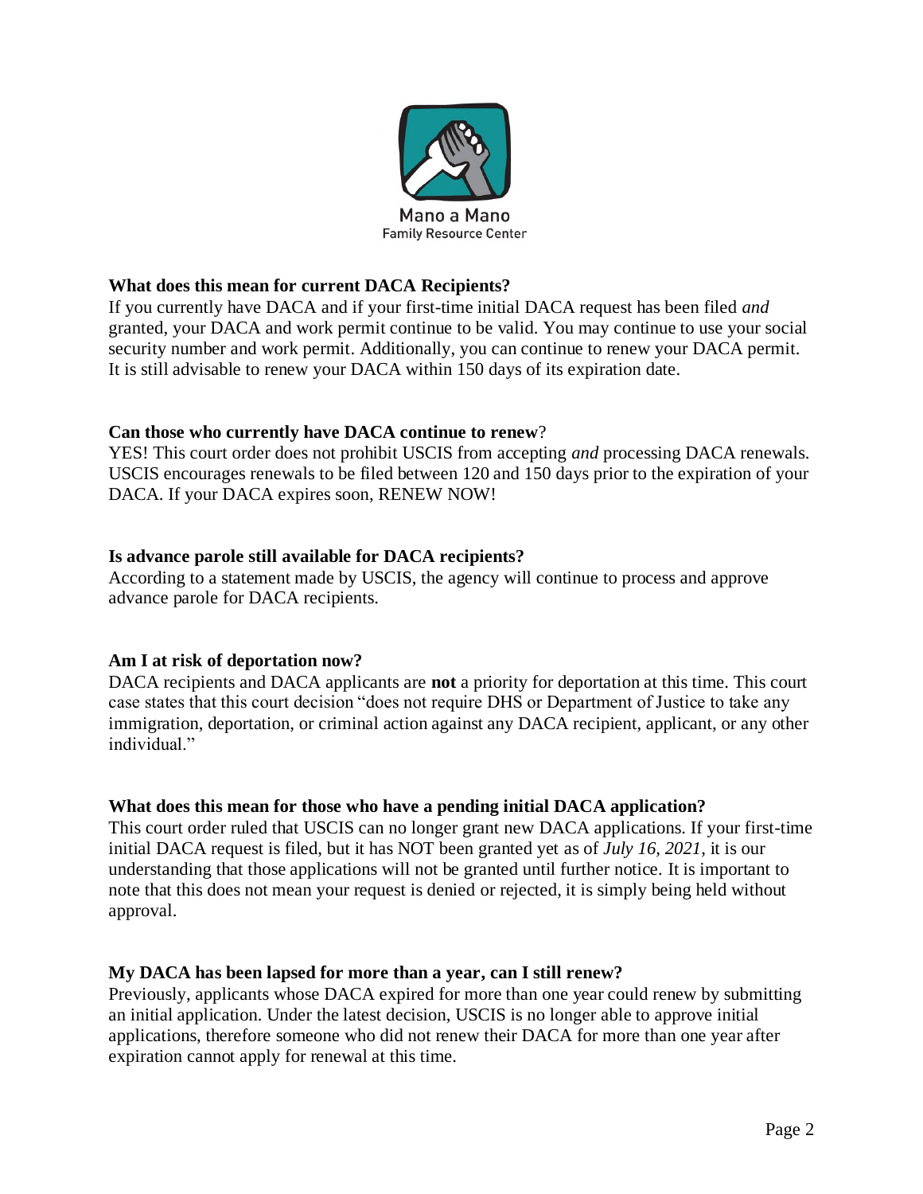Mano a Mano
Family Resource Center

### What does this mean for current DACA Recipients?

If you currently have DACA and if your first-time initial DACA request has been filed *and* granted, your DACA and work permit continue to be valid. You may continue to use your social security number and work permit. Additionally, you can continue to renew your DACA permit. It is still advisable to renew your DACA within 150 days of its expiration date.

### Can those who currently have DACA continue to renew?

YES! This court order does not prohibit USCIS from accepting *and* processing DACA renewals. USCIS encourages renewals to be filed between 120 and 150 days prior to the expiration of your DACA. If your DACA expires soon, RENEW NOW!

### Is advance parole still available for DACA recipients?

According to a statement made by USCIS, the agency will continue to process and approve advance parole for DACA recipients.

### Am I at risk of deportation now?

DACA recipients and DACA applicants are **not** a priority for deportation at this time. This court case states that this court decision "does not require DHS or Department of Justice to take any immigration, deportation, or criminal action against any DACA recipient, applicant, or any other individual."

### What does this mean for those who have a pending initial DACA application?

This court order ruled that USCIS can no longer grant new DACA applications. If your first-time initial DACA request is filed, but it has NOT been granted yet as of *July 16, 2021*, it is our understanding that those applications will not be granted until further notice. It is important to note that this does not mean your request is denied or rejected, it is simply being held without approval.

### My DACA has been lapsed for more than a year, can I still renew?

Previously, applicants whose DACA expired for more than one year could renew by submitting an initial application. Under the latest decision, USCIS is no longer able to approve initial applications, therefore someone who did not renew their DACA for more than one year after expiration cannot apply for renewal at this time.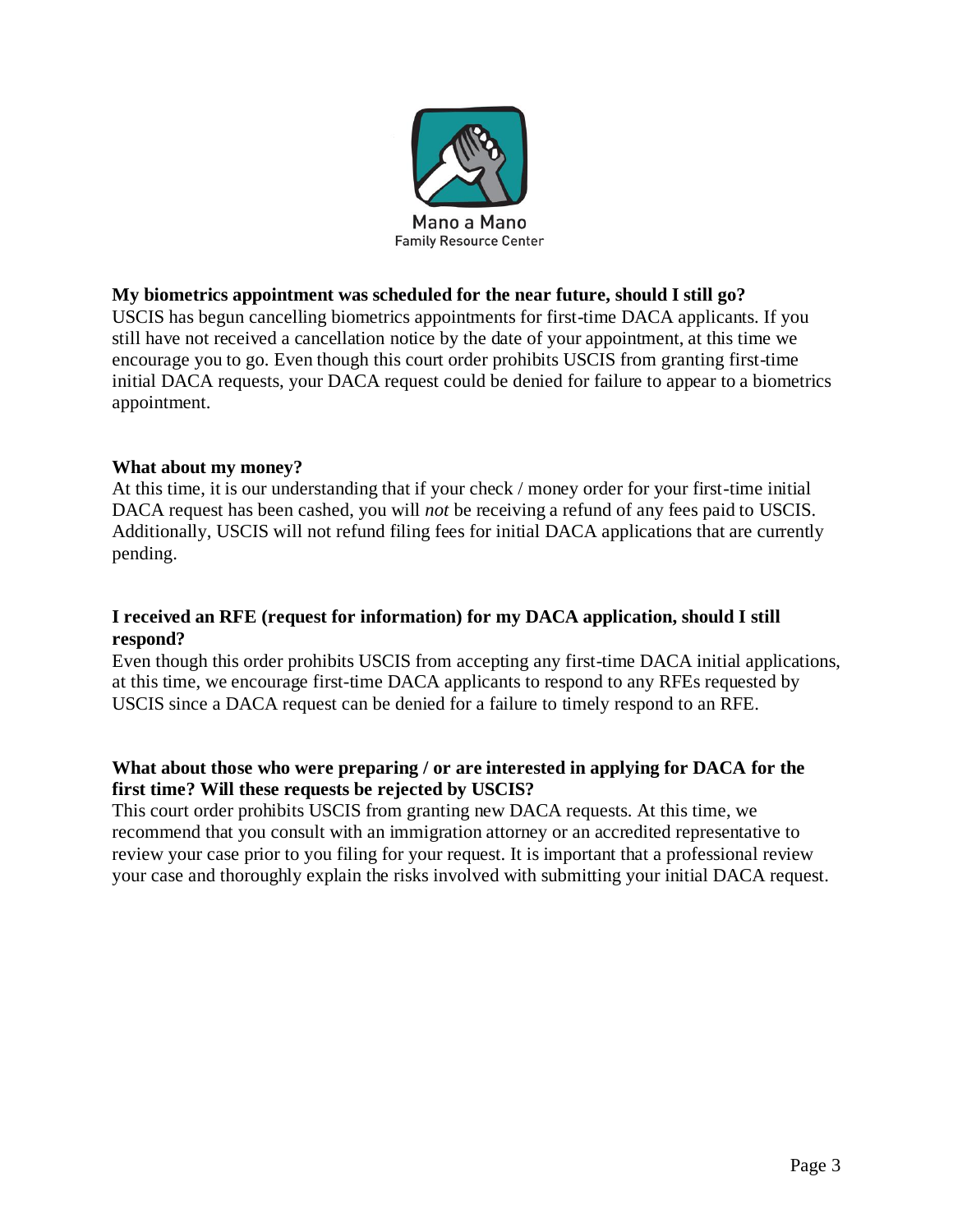Mano a Mano
Family Resource Center

**My biometrics appointment was scheduled for the near future, should I still go?**
USCIS has begun cancelling biometrics appointments for first-time DACA applicants. If you still have not received a cancellation notice by the date of your appointment, at this time we encourage you to go. Even though this court order prohibits USCIS from granting first-time initial DACA requests, your DACA request could be denied for failure to appear to a biometrics appointment.

**What about my money?**
At this time, it is our understanding that if your check / money order for your first-time initial DACA request has been cashed, you will *not* be receiving a refund of any fees paid to USCIS. Additionally, USCIS will not refund filing fees for initial DACA applications that are currently pending.

**I received an RFE (request for information) for my DACA application, should I still respond?**
Even though this order prohibits USCIS from accepting any first-time DACA initial applications, at this time, we encourage first-time DACA applicants to respond to any RFEs requested by USCIS since a DACA request can be denied for a failure to timely respond to an RFE.

**What about those who were preparing / or are interested in applying for DACA for the first time? Will these requests be rejected by USCIS?**
This court order prohibits USCIS from granting new DACA requests. At this time, we recommend that you consult with an immigration attorney or an accredited representative to review your case prior to you filing for your request. It is important that a professional review your case and thoroughly explain the risks involved with submitting your initial DACA request.